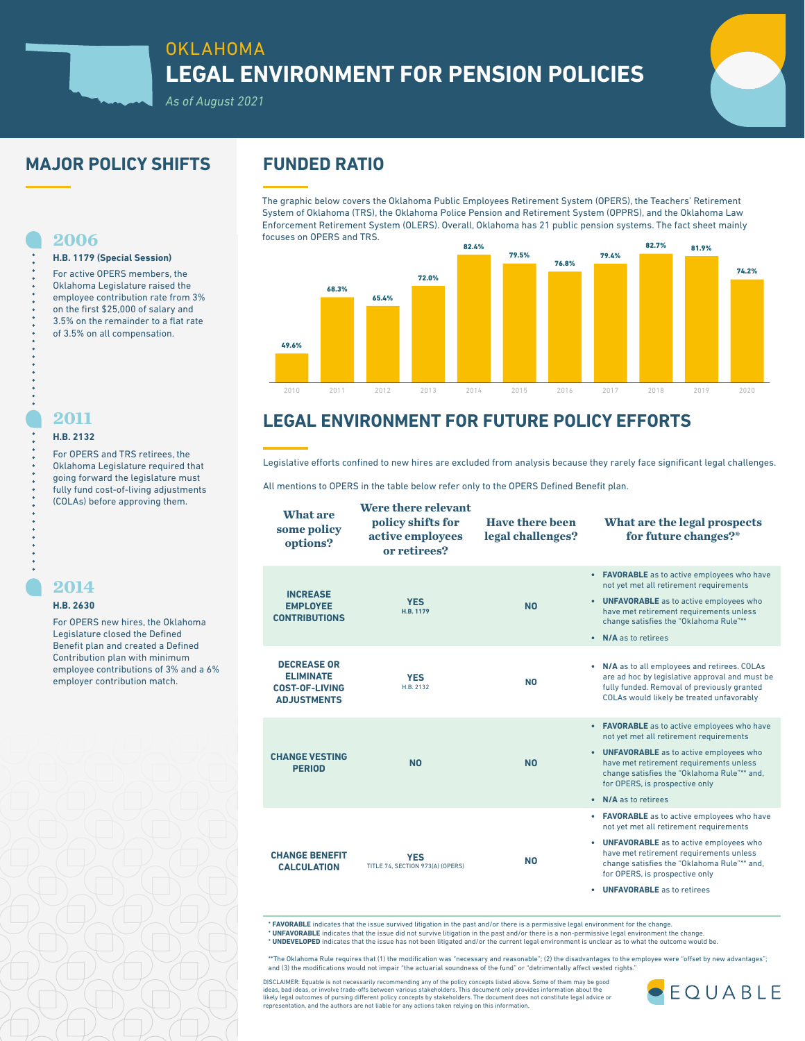# OKLAHOMA

# LEGAL ENVIRONMENT FOR PENSION POLICIES

*As of August 2021*

## MAJOR POLICY SHIFTS

### 2006

**H.B. 1179 (Special Session)**

For active OPERS members, the Oklahoma Legislature raised the employee contribution rate from 3% on the first $25,000 of salary and 3.5% on the remainder to a flat rate of 3.5% on all compensation.

### 2011

**H.B. 2132**

For OPERS and TRS retirees, the Oklahoma Legislature required that going forward the legislature must fully fund cost-of-living adjustments (COLAs) before approving them.

### 2014

**H.B. 2630**

For OPERS new hires, the Oklahoma Legislature closed the Defined Benefit plan and created a Defined Contribution plan with minimum employee contributions of 3% and a 6% employer contribution match.

## FUNDED RATIO

The graphic below covers the Oklahoma Public Employees Retirement System (OPERS), the Teachers' Retirement System of Oklahoma (TRS), the Oklahoma Police Pension and Retirement System (OPPRS), and the Oklahoma Law Enforcement Retirement System (OLERS). Overall, Oklahoma has 21 public pension systems. The fact sheet mainly focuses on OPERS and TRS.

| Year | Funded Ratio |
|---|---|
| 2010 | 49.6% |
| 2011 | 68.3% |
| 2012 | 65.4% |
| 2013 | 72.0% |
| 2014 | 82.4% |
| 2015 | 79.5% |
| 2016 | 76.8% |
| 2017 | 79.4% |
| 2018 | 82.7% |
| 2019 | 81.9% |
| 2020 | 74.2% |

## LEGAL ENVIRONMENT FOR FUTURE POLICY EFFORTS

Legislative efforts confined to new hires are excluded from analysis because they rarely face significant legal challenges.

All mentions to OPERS in the table below refer only to the OPERS Defined Benefit plan.

| What are some policy options? | Were there relevant policy shifts for active employees or retirees? | Have there been legal challenges? | What are the legal prospects for future changes?* |
|---|---|---|---|
| **INCREASE EMPLOYEE CONTRIBUTIONS** | **YES** H.B. 1179 | **NO** | • **FAVORABLE** as to active employees who have not yet met all retirement requirements<br>• **UNFAVORABLE** as to active employees who have met retirement requirements unless change satisfies the "Oklahoma Rule"**<br>• **N/A** as to retirees |
| **DECREASE OR ELIMINATE COST-OF-LIVING ADJUSTMENTS** | **YES** H.B. 2132 | **NO** | • **N/A** as to all employees and retirees. COLAs are ad hoc by legislative approval and must be fully funded. Removal of previously granted COLAs would likely be treated unfavorably |
| **CHANGE VESTING PERIOD** | **NO** | **NO** | • **FAVORABLE** as to active employees who have not yet met all retirement requirements<br>• **UNFAVORABLE** as to active employees who have met retirement requirements unless change satisfies the "Oklahoma Rule"** and, for OPERS, is prospective only<br>• **N/A** as to retirees |
| **CHANGE BENEFIT CALCULATION** | **YES** TITLE 74, SECTION 973(A) (OPERS) | **NO** | • **FAVORABLE** as to active employees who have not yet met all retirement requirements<br>• **UNFAVORABLE** as to active employees who have met retirement requirements unless change satisfies the "Oklahoma Rule"** and, for OPERS, is prospective only<br>• **UNFAVORABLE** as to retirees |

* **FAVORABLE** indicates that the issue survived litigation in the past and/or there is a permissive legal environment for the change.
* **UNFAVORABLE** indicates that the issue did not survive litigation in the past and/or there is a non-permissive legal environment the change.
* **UNDEVELOPED** indicates that the issue has not been litigated and/or the current legal environment is unclear as to what the outcome would be.

**The Oklahoma Rule requires that (1) the modification was "necessary and reasonable"; (2) the disadvantages to the employee were "offset by new advantages"; and (3) the modifications would not impair "the actuarial soundness of the fund" or "detrimentally affect vested rights."

DISCLAIMER: Equable is not necessarily recommending any of the policy concepts listed above. Some of them may be good ideas, bad ideas, or involve trade-offs between various stakeholders. This document only provides information about the likely legal outcomes of pursing different policy concepts by stakeholders. The document does not constitute legal advice or representation, and the authors are not liable for any actions taken relying on this information.

EQUABLE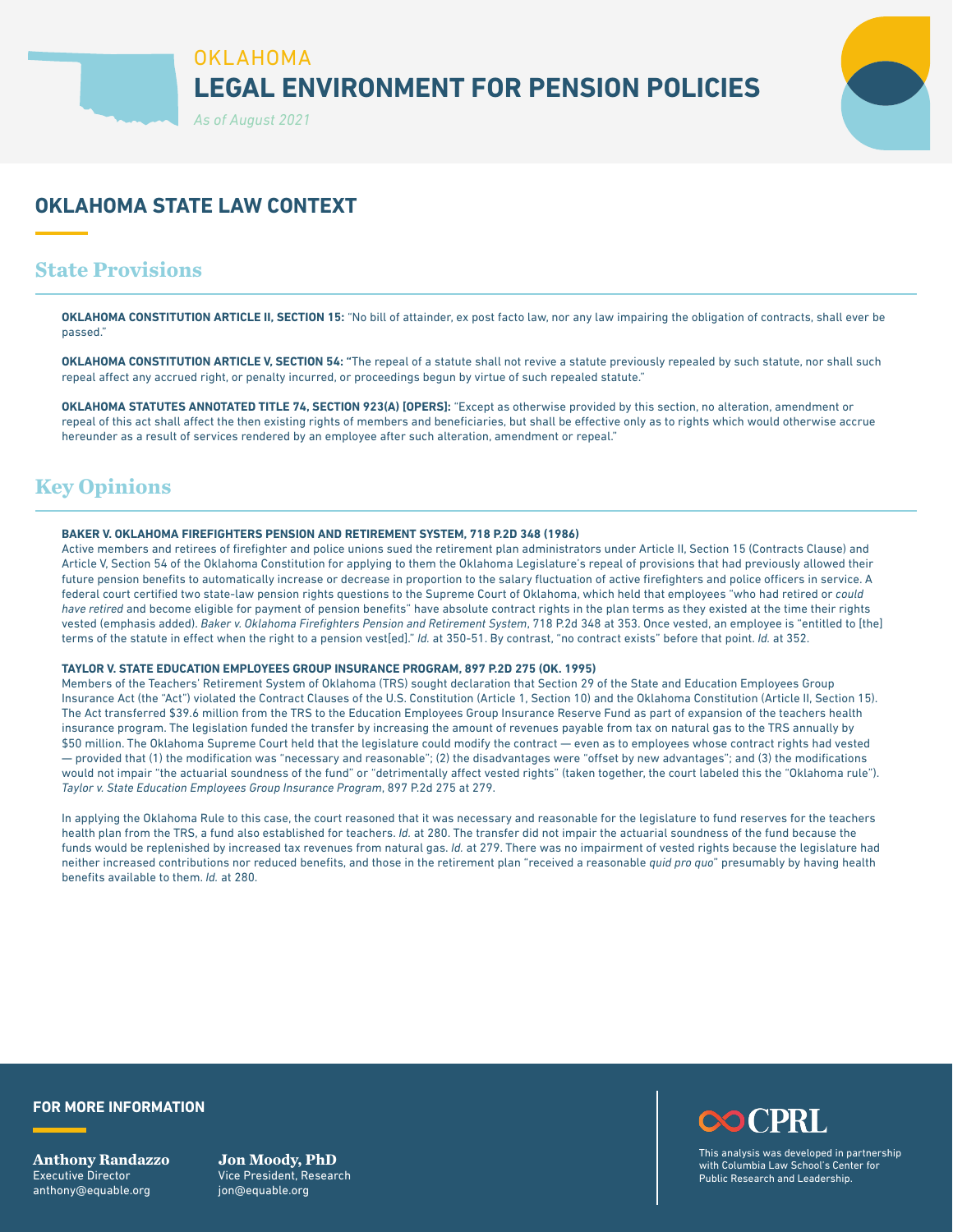# OKLAHOMA

# LEGAL ENVIRONMENT FOR PENSION POLICIES

*As of August 2021*

## OKLAHOMA STATE LAW CONTEXT

### State Provisions

**OKLAHOMA CONSTITUTION ARTICLE II, SECTION 15:** "No bill of attainder, ex post facto law, nor any law impairing the obligation of contracts, shall ever be passed."

**OKLAHOMA CONSTITUTION ARTICLE V, SECTION 54: "**The repeal of a statute shall not revive a statute previously repealed by such statute, nor shall such repeal affect any accrued right, or penalty incurred, or proceedings begun by virtue of such repealed statute."

**OKLAHOMA STATUTES ANNOTATED TITLE 74, SECTION 923(A) [OPERS]:** "Except as otherwise provided by this section, no alteration, amendment or repeal of this act shall affect the then existing rights of members and beneficiaries, but shall be effective only as to rights which would otherwise accrue hereunder as a result of services rendered by an employee after such alteration, amendment or repeal."

### Key Opinions

**BAKER V. OKLAHOMA FIREFIGHTERS PENSION AND RETIREMENT SYSTEM, 718 P.2D 348 (1986)**

Active members and retirees of firefighter and police unions sued the retirement plan administrators under Article II, Section 15 (Contracts Clause) and Article V, Section 54 of the Oklahoma Constitution for applying to them the Oklahoma Legislature's repeal of provisions that had previously allowed their future pension benefits to automatically increase or decrease in proportion to the salary fluctuation of active firefighters and police officers in service. A federal court certified two state-law pension rights questions to the Supreme Court of Oklahoma, which held that employees "who had retired or *could have retired* and become eligible for payment of pension benefits" have absolute contract rights in the plan terms as they existed at the time their rights vested (emphasis added). *Baker v. Oklahoma Firefighters Pension and Retirement System*, 718 P.2d 348 at 353. Once vested, an employee is "entitled to [the] terms of the statute in effect when the right to a pension vest[ed]." *Id.* at 350-51. By contrast, "no contract exists" before that point. *Id.* at 352.

**TAYLOR V. STATE EDUCATION EMPLOYEES GROUP INSURANCE PROGRAM, 897 P.2D 275 (OK. 1995)**

Members of the Teachers' Retirement System of Oklahoma (TRS) sought declaration that Section 29 of the State and Education Employees Group Insurance Act (the "Act") violated the Contract Clauses of the U.S. Constitution (Article 1, Section 10) and the Oklahoma Constitution (Article II, Section 15). The Act transferred $39.6 million from the TRS to the Education Employees Group Insurance Reserve Fund as part of expansion of the teachers health insurance program. The legislation funded the transfer by increasing the amount of revenues payable from tax on natural gas to the TRS annually by $50 million. The Oklahoma Supreme Court held that the legislature could modify the contract — even as to employees whose contract rights had vested — provided that (1) the modification was "necessary and reasonable"; (2) the disadvantages were "offset by new advantages"; and (3) the modifications would not impair "the actuarial soundness of the fund" or "detrimentally affect vested rights" (taken together, the court labeled this the "Oklahoma rule"). *Taylor v. State Education Employees Group Insurance Program*, 897 P.2d 275 at 279.

In applying the Oklahoma Rule to this case, the court reasoned that it was necessary and reasonable for the legislature to fund reserves for the teachers health plan from the TRS, a fund also established for teachers. *Id.* at 280. The transfer did not impair the actuarial soundness of the fund because the funds would be replenished by increased tax revenues from natural gas. *Id.* at 279. There was no impairment of vested rights because the legislature had neither increased contributions nor reduced benefits, and those in the retirement plan "received a reasonable *quid pro quo*" presumably by having health benefits available to them. *Id.* at 280.

**FOR MORE INFORMATION**

**Anthony Randazzo**
Executive Director
anthony@equable.org

**Jon Moody, PhD**
Vice President, Research
jon@equable.org

CPRL

This analysis was developed in partnership with Columbia Law School's Center for Public Research and Leadership.